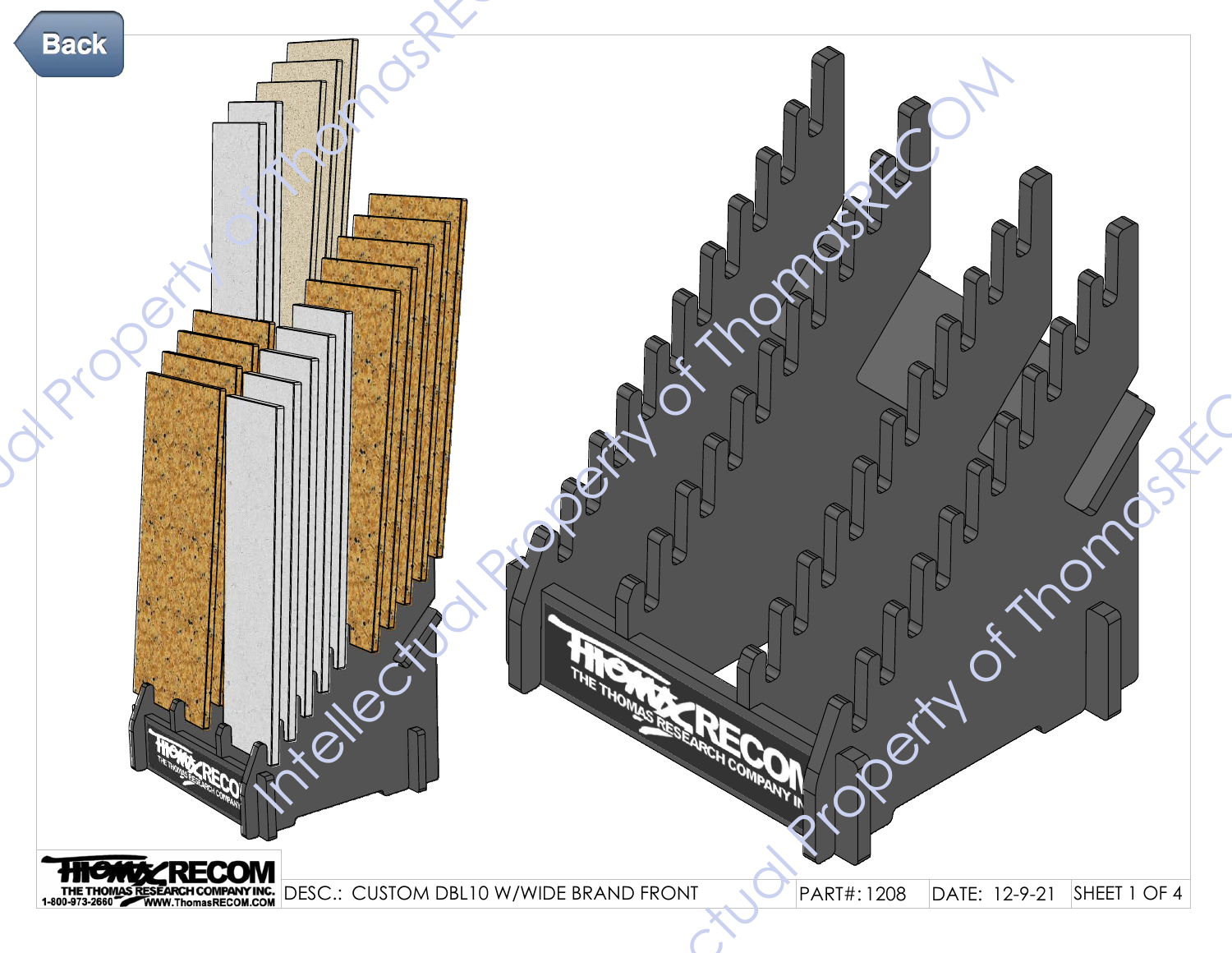Back

| THOMAS RECOM — THE THOMAS RESEARCH COMPANY INC. 1-800-973-2660 WWW.ThomasRECOM.COM | DESC.: CUSTOM DBL10 W/WIDE BRAND FRONT | PART#: 1208 | DATE: 12-9-21 | SHEET 1 OF 4 |
| --- | --- | --- | --- | --- |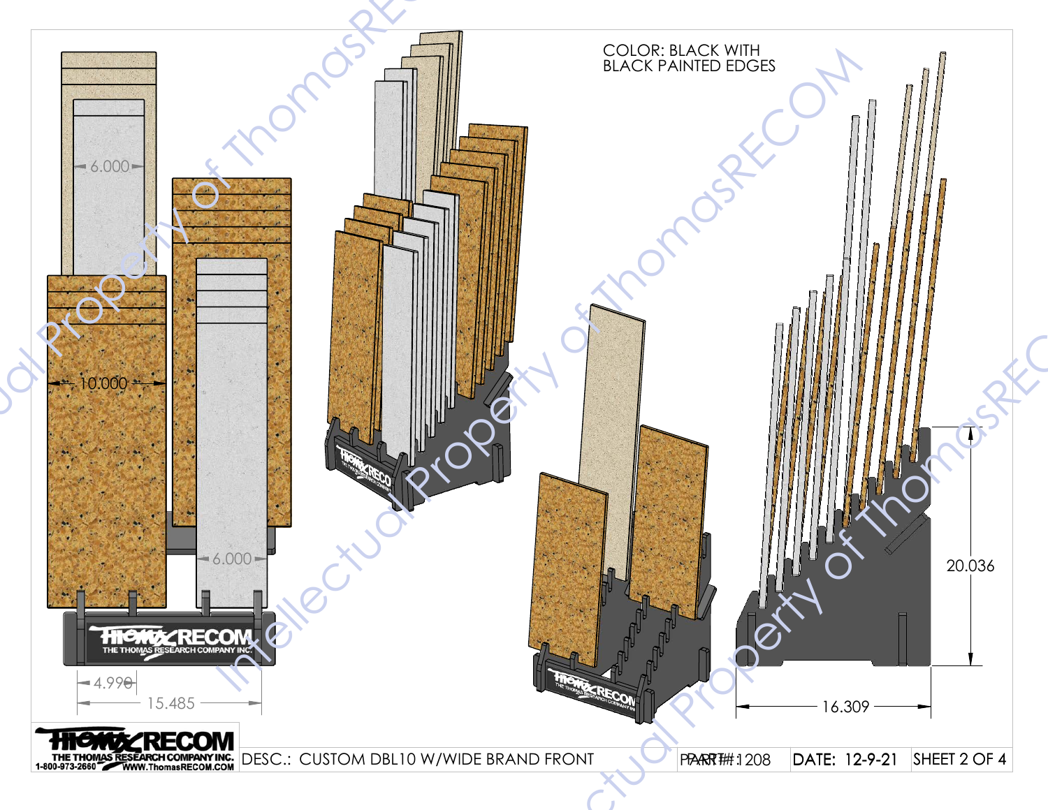COLOR: BLACK WITH
BLACK PAINTED EDGES

6.000

10.000

6.000

4.990

15.485

20.036

16.309

THOMAS RECOM
THE THOMAS RESEARCH COMPANY INC.
1-800-973-2660 WWW.ThomasRECOM.COM

| DESC.: CUSTOM DBL10 W/WIDE BRAND FRONT | PART#:1208 | DATE: 12-9-21 | SHEET 2 OF 4 |
| --- | --- | --- | --- |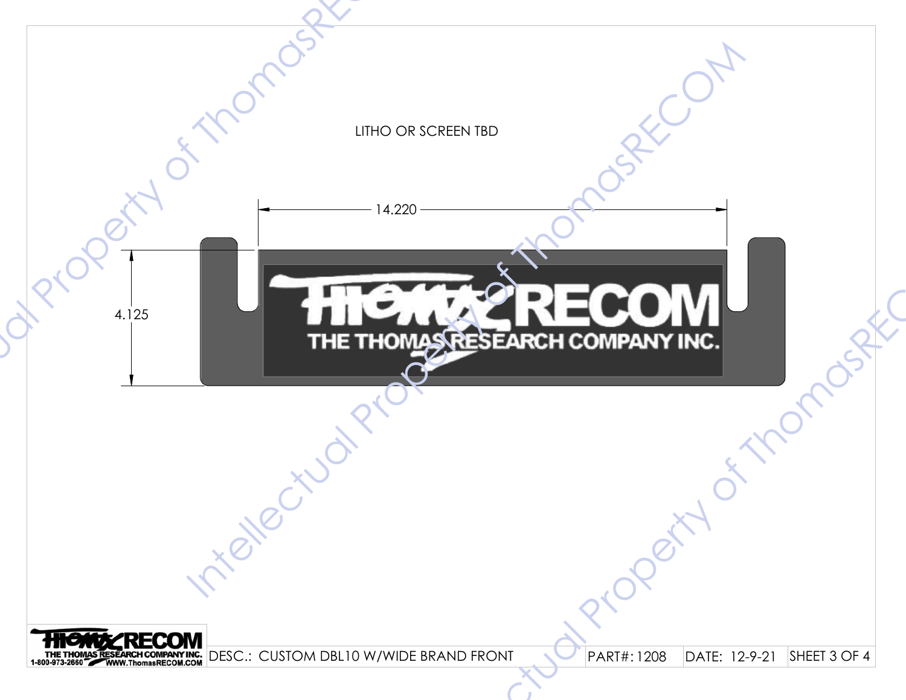LITHO OR SCREEN TBD

14.220

4.125

THOMAS RECOM

THE THOMAS RESEARCH COMPANY INC.

| THOMAS RECOM THE THOMAS RESEARCH COMPANY INC. 1-800-973-2660 WWW.ThomasRECOM.COM | DESC.: CUSTOM DBL10 W/WIDE BRAND FRONT | PART#: 1208 | DATE: 12-9-21 | SHEET 3 OF 4 |
|---|---|---|---|---|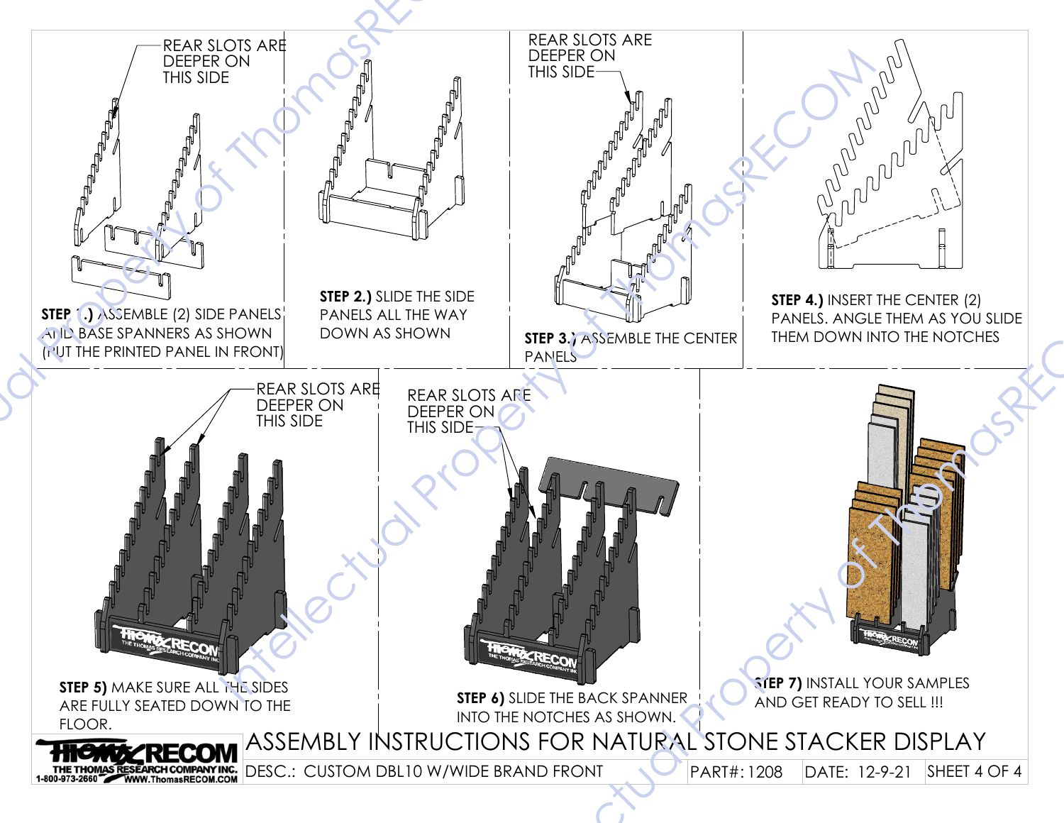REAR SLOTS ARE DEEPER ON THIS SIDE

**STEP 1.)** ASSEMBLE (2) SIDE PANELS AND BASE SPANNERS AS SHOWN (PUT THE PRINTED PANEL IN FRONT)

**STEP 2.)** SLIDE THE SIDE PANELS ALL THE WAY DOWN AS SHOWN

REAR SLOTS ARE DEEPER ON THIS SIDE

**STEP 3.)** ASSEMBLE THE CENTER PANELS

**STEP 4.)** INSERT THE CENTER (2) PANELS. ANGLE THEM AS YOU SLIDE THEM DOWN INTO THE NOTCHES

REAR SLOTS ARE DEEPER ON THIS SIDE

**STEP 5)** MAKE SURE ALL THE SIDES ARE FULLY SEATED DOWN TO THE FLOOR.

REAR SLOTS ARE DEEPER ON THIS SIDE

**STEP 6)** SLIDE THE BACK SPANNER INTO THE NOTCHES AS SHOWN.

**STEP 7)** INSTALL YOUR SAMPLES AND GET READY TO SELL !!!

THOMAS RECOM
THE THOMAS RESEARCH COMPANY INC.
1-800-973-2660 WWW.ThomasRECOM.COM

# ASSEMBLY INSTRUCTIONS FOR NATURAL STONE STACKER DISPLAY

| | | | |
|---|---|---|---|
| DESC.: CUSTOM DBL10 W/WIDE BRAND FRONT | PART#: 1208 | DATE: 12-9-21 | SHEET 4 OF 4 |